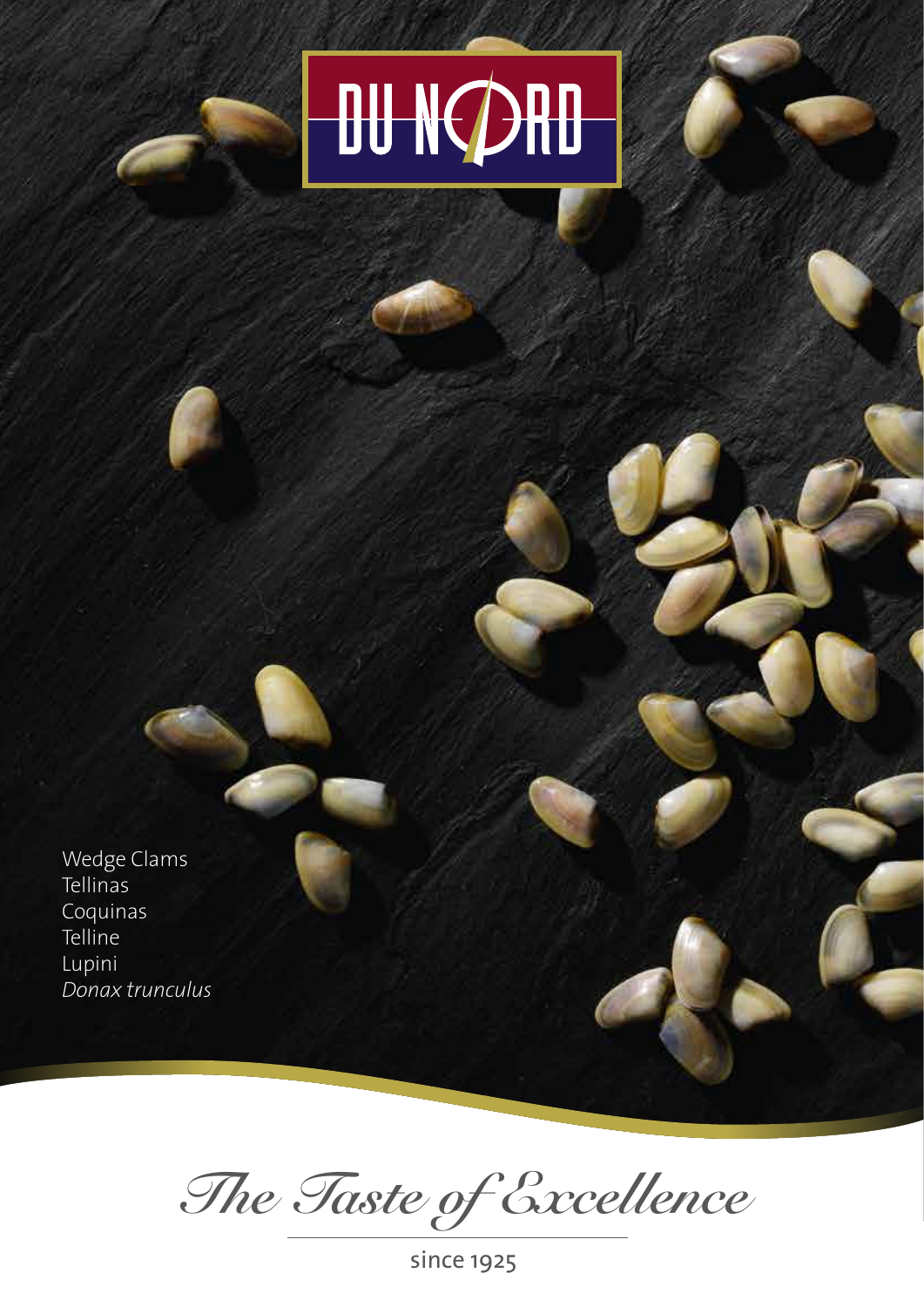# DU NORD

Wedge Clams
Tellinas
Coquinas
Telline
Lupini
*Donax trunculus*

*The Taste of Excellence*

since 1925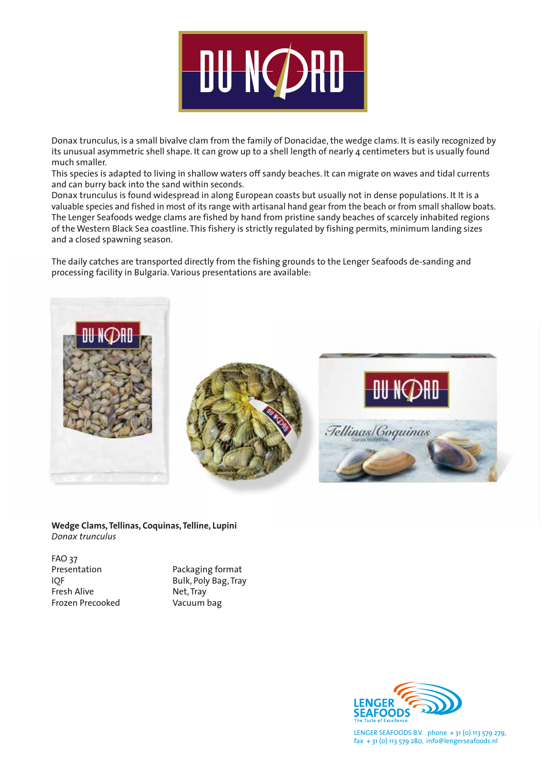Donax trunculus, is a small bivalve clam from the family of Donacidae, the wedge clams. It is easily recognized by its unusual asymmetric shell shape. It can grow up to a shell length of nearly 4 centimeters but is usually found much smaller.
This species is adapted to living in shallow waters off sandy beaches. It can migrate on waves and tidal currents and can burry back into the sand within seconds.
Donax trunculus is found widespread in along European coasts but usually not in dense populations. It It is a valuable species and fished in most of its range with artisanal hand gear from the beach or from small shallow boats. The Lenger Seafoods wedge clams are fished by hand from pristine sandy beaches of scarcely inhabited regions of the Western Black Sea coastline. This fishery is strictly regulated by fishing permits, minimum landing sizes and a closed spawning season.

The daily catches are transported directly from the fishing grounds to the Lenger Seafoods de-sanding and processing facility in Bulgaria. Various presentations are available:

**Wedge Clams, Tellinas, Coquinas, Telline, Lupini**
*Donax trunculus*

FAO 37

| Presentation | Packaging format |
|---|---|
| IQF | Bulk, Poly Bag, Tray |
| Fresh Alive | Net, Tray |
| Frozen Precooked | Vacuum bag |

LENGER SEAFOODS B.V. phone + 31 (0) 113 579 279, fax + 31 (0) 113 579 280, info@lengerseafoods.nl